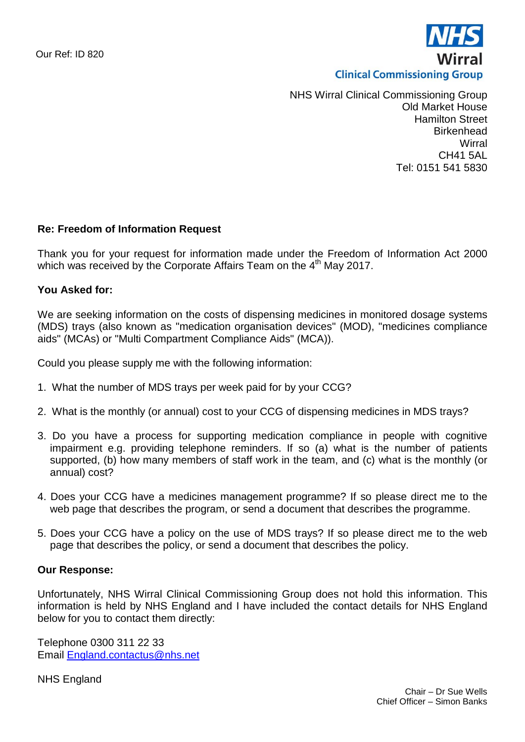Our Ref: ID 820

NHS Wirral Clinical Commissioning Group

NHS Wirral Clinical Commissioning Group
Old Market House
Hamilton Street
Birkenhead
Wirral
CH41 5AL
Tel: 0151 541 5830

**Re: Freedom of Information Request**

Thank you for your request for information made under the Freedom of Information Act 2000 which was received by the Corporate Affairs Team on the 4th May 2017.

**You Asked for:**

We are seeking information on the costs of dispensing medicines in monitored dosage systems (MDS) trays (also known as "medication organisation devices" (MOD), "medicines compliance aids" (MCAs) or "Multi Compartment Compliance Aids" (MCA)).

Could you please supply me with the following information:

1. What the number of MDS trays per week paid for by your CCG?
2. What is the monthly (or annual) cost to your CCG of dispensing medicines in MDS trays?
3. Do you have a process for supporting medication compliance in people with cognitive impairment e.g. providing telephone reminders. If so (a) what is the number of patients supported, (b) how many members of staff work in the team, and (c) what is the monthly (or annual) cost?
4. Does your CCG have a medicines management programme? If so please direct me to the web page that describes the program, or send a document that describes the programme.
5. Does your CCG have a policy on the use of MDS trays? If so please direct me to the web page that describes the policy, or send a document that describes the policy.

**Our Response:**

Unfortunately, NHS Wirral Clinical Commissioning Group does not hold this information. This information is held by NHS England and I have included the contact details for NHS England below for you to contact them directly:

Telephone 0300 311 22 33
Email England.contactus@nhs.net

NHS England

Chair – Dr Sue Wells
Chief Officer – Simon Banks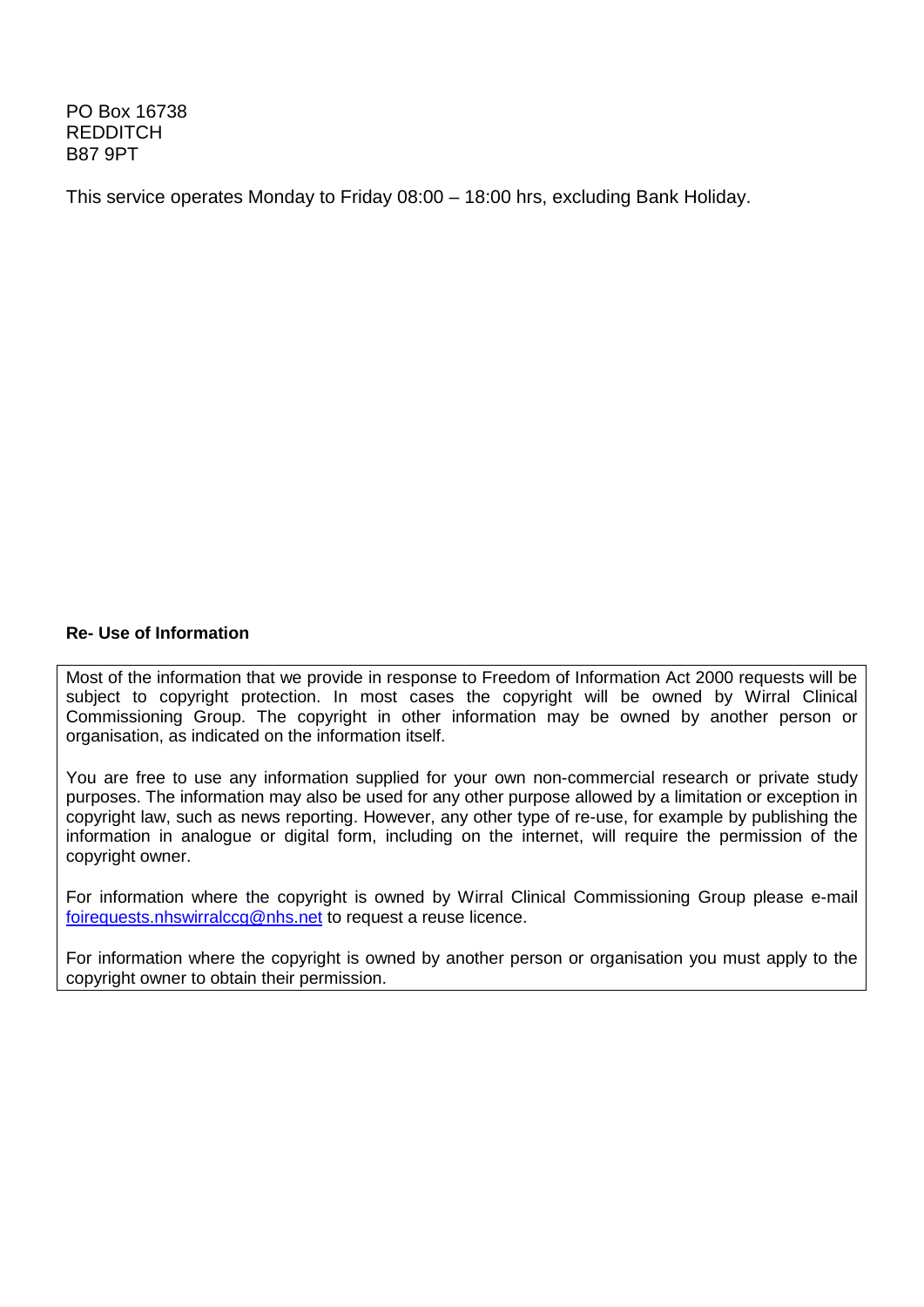PO Box 16738
REDDITCH
B87 9PT

This service operates Monday to Friday 08:00 – 18:00 hrs, excluding Bank Holiday.

**Re- Use of Information**

Most of the information that we provide in response to Freedom of Information Act 2000 requests will be subject to copyright protection. In most cases the copyright will be owned by Wirral Clinical Commissioning Group. The copyright in other information may be owned by another person or organisation, as indicated on the information itself.

You are free to use any information supplied for your own non-commercial research or private study purposes. The information may also be used for any other purpose allowed by a limitation or exception in copyright law, such as news reporting. However, any other type of re-use, for example by publishing the information in analogue or digital form, including on the internet, will require the permission of the copyright owner.

For information where the copyright is owned by Wirral Clinical Commissioning Group please e-mail foirequests.nhswirralccg@nhs.net to request a reuse licence.

For information where the copyright is owned by another person or organisation you must apply to the copyright owner to obtain their permission.